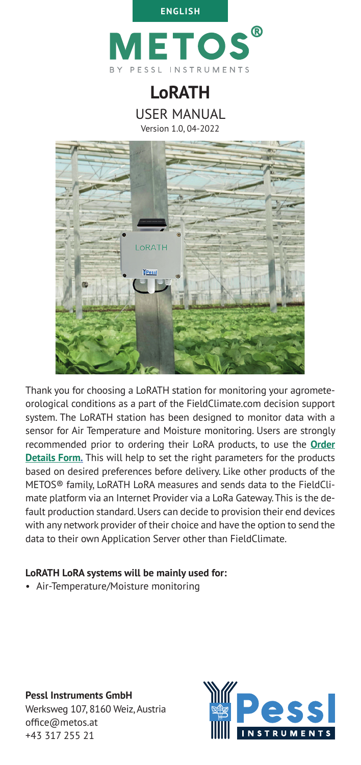ENGLISH

# METOS®

BY PESSL INSTRUMENTS

# LoRATH

## USER MANUAL

Version 1.0, 04-2022

Thank you for choosing a LoRATH station for monitoring your agrometeorological conditions as a part of the FieldClimate.com decision support system. The LoRATH station has been designed to monitor data with a sensor for Air Temperature and Moisture monitoring. Users are strongly recommended prior to ordering their LoRA products, to use the **Order Details Form.** This will help to set the right parameters for the products based on desired preferences before delivery. Like other products of the METOS® family, LoRATH LoRA measures and sends data to the FieldClimate platform via an Internet Provider via a LoRa Gateway. This is the default production standard. Users can decide to provision their end devices with any network provider of their choice and have the option to send the data to their own Application Server other than FieldClimate.

**LoRATH LoRA systems will be mainly used for:**

- Air-Temperature/Moisture monitoring

**Pessl Instruments GmbH**
Werksweg 107, 8160 Weiz, Austria
office@metos.at
+43 317 255 21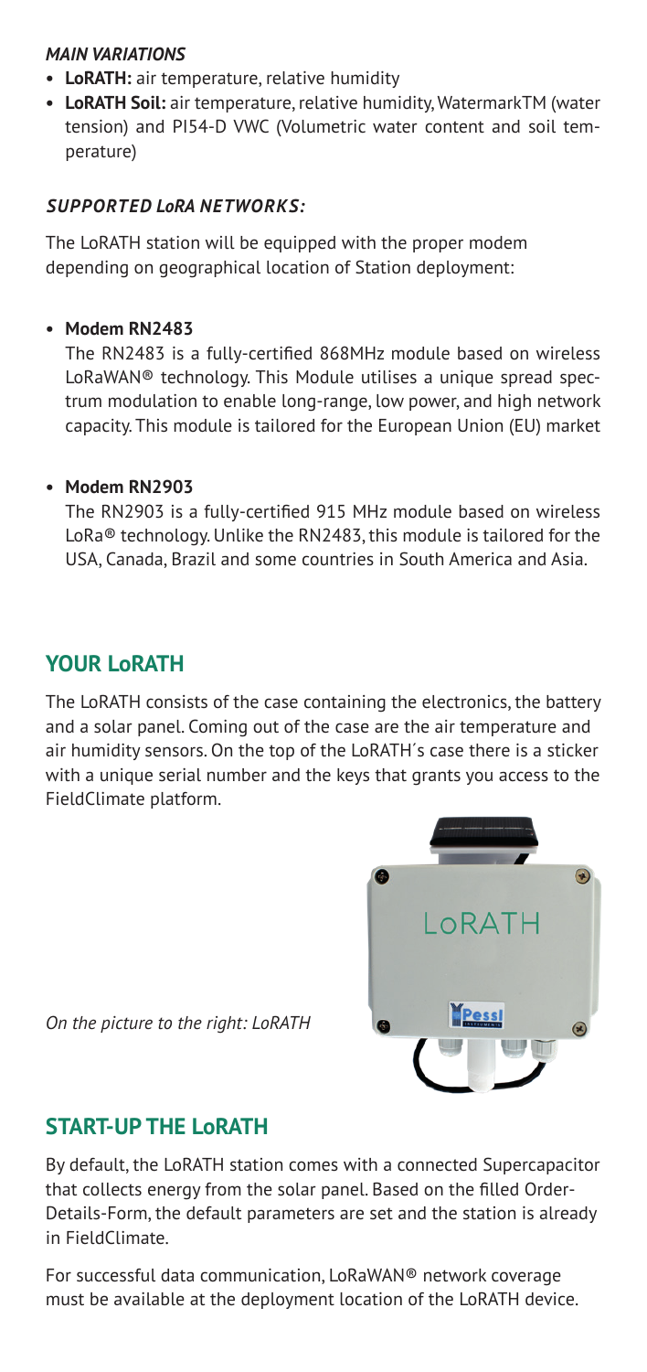***MAIN VARIATIONS***

- **LoRATH:** air temperature, relative humidity
- **LoRATH Soil:** air temperature, relative humidity, WatermarkTM (water tension) and PI54-D VWC (Volumetric water content and soil temperature)

***SUPPORTED LoRA NETWORKS:***

The LoRATH station will be equipped with the proper modem depending on geographical location of Station deployment:

- **Modem RN2483**

  The RN2483 is a fully-certified 868MHz module based on wireless LoRaWAN® technology. This Module utilises a unique spread spectrum modulation to enable long-range, low power, and high network capacity. This module is tailored for the European Union (EU) market

- **Modem RN2903**

  The RN2903 is a fully-certified 915 MHz module based on wireless LoRa® technology. Unlike the RN2483, this module is tailored for the USA, Canada, Brazil and some countries in South America and Asia.

## YOUR LoRATH

The LoRATH consists of the case containing the electronics, the battery and a solar panel. Coming out of the case are the air temperature and air humidity sensors. On the top of the LoRATH´s case there is a sticker with a unique serial number and the keys that grants you access to the FieldClimate platform.

*On the picture to the right: LoRATH*

## START-UP THE LoRATH

By default, the LoRATH station comes with a connected Supercapacitor that collects energy from the solar panel. Based on the filled Order-Details-Form, the default parameters are set and the station is already in FieldClimate.

For successful data communication, LoRaWAN® network coverage must be available at the deployment location of the LoRATH device.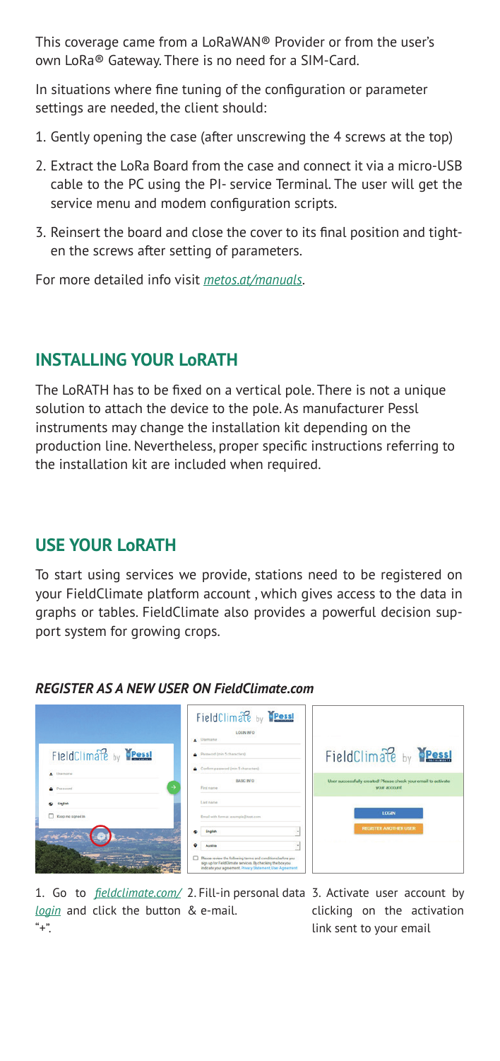This coverage came from a LoRaWAN® Provider or from the user's own LoRa® Gateway. There is no need for a SIM-Card.

In situations where fine tuning of the configuration or parameter settings are needed, the client should:

1. Gently opening the case (after unscrewing the 4 screws at the top)
2. Extract the LoRa Board from the case and connect it via a micro-USB cable to the PC using the PI- service Terminal. The user will get the service menu and modem configuration scripts.
3. Reinsert the board and close the cover to its final position and tighten the screws after setting of parameters.

For more detailed info visit *metos.at/manuals*.

## INSTALLING YOUR LoRATH

The LoRATH has to be fixed on a vertical pole. There is not a unique solution to attach the device to the pole. As manufacturer Pessl instruments may change the installation kit depending on the production line. Nevertheless, proper specific instructions referring to the installation kit are included when required.

## USE YOUR LoRATH

To start using services we provide, stations need to be registered on your FieldClimate platform account , which gives access to the data in graphs or tables. FieldClimate also provides a powerful decision support system for growing crops.

### *REGISTER AS A NEW USER ON FieldClimate.com*

1. Go to *fieldclimate.com/login* and click the button "+".

2. Fill-in personal data & e-mail.

3. Activate user account by clicking on the activation link sent to your email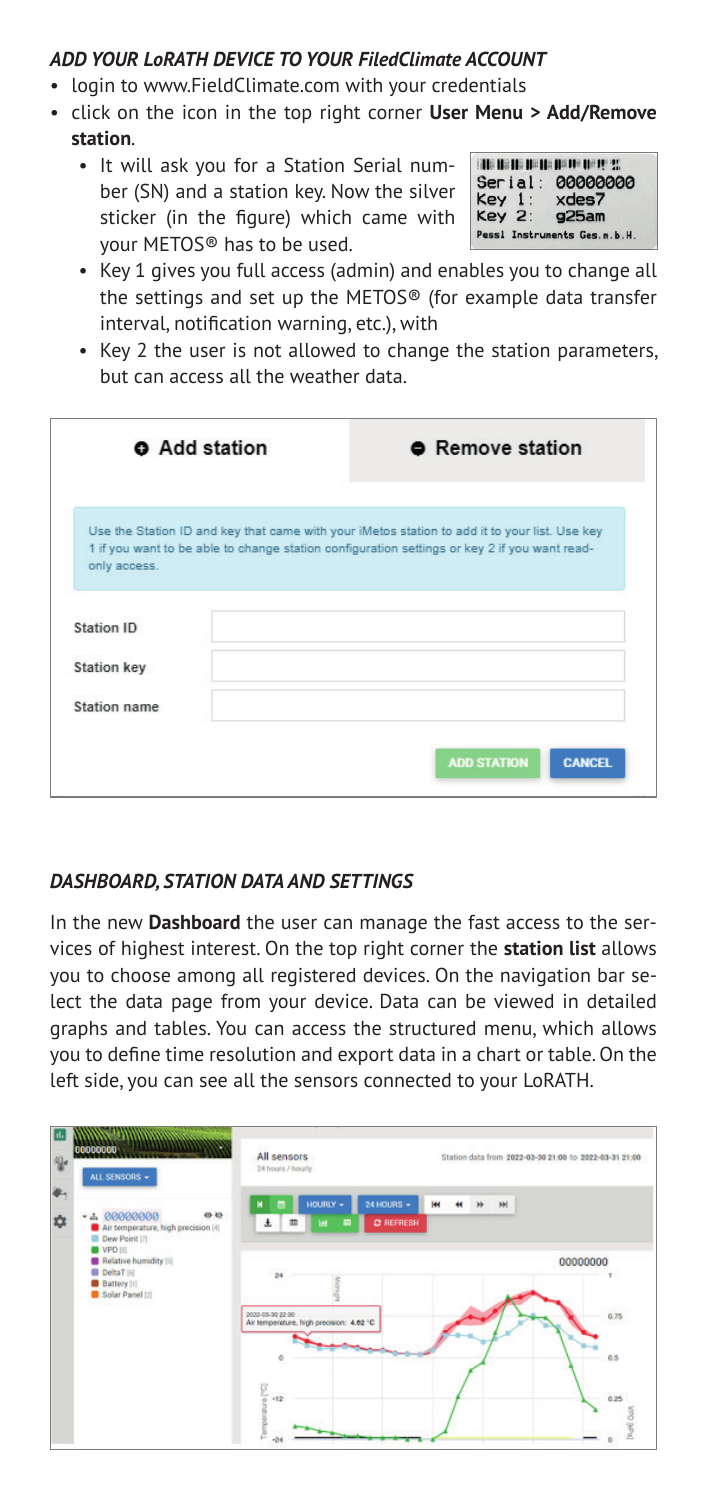## *ADD YOUR LoRATH DEVICE TO YOUR FiledClimate ACCOUNT*

- login to www.FieldClimate.com with your credentials
- click on the icon in the top right corner **User Menu > Add/Remove station**.
  - It will ask you for a Station Serial number (SN) and a station key. Now the silver sticker (in the figure) which came with your METOS® has to be used.
  - Key 1 gives you full access (admin) and enables you to change all the settings and set up the METOS® (for example data transfer interval, notification warning, etc.), with
  - Key 2 the user is not allowed to change the station parameters, but can access all the weather data.

## *DASHBOARD, STATION DATA AND SETTINGS*

In the new **Dashboard** the user can manage the fast access to the services of highest interest. On the top right corner the **station list** allows you to choose among all registered devices. On the navigation bar select the data page from your device. Data can be viewed in detailed graphs and tables. You can access the structured menu, which allows you to define time resolution and export data in a chart or table. On the left side, you can see all the sensors connected to your LoRATH.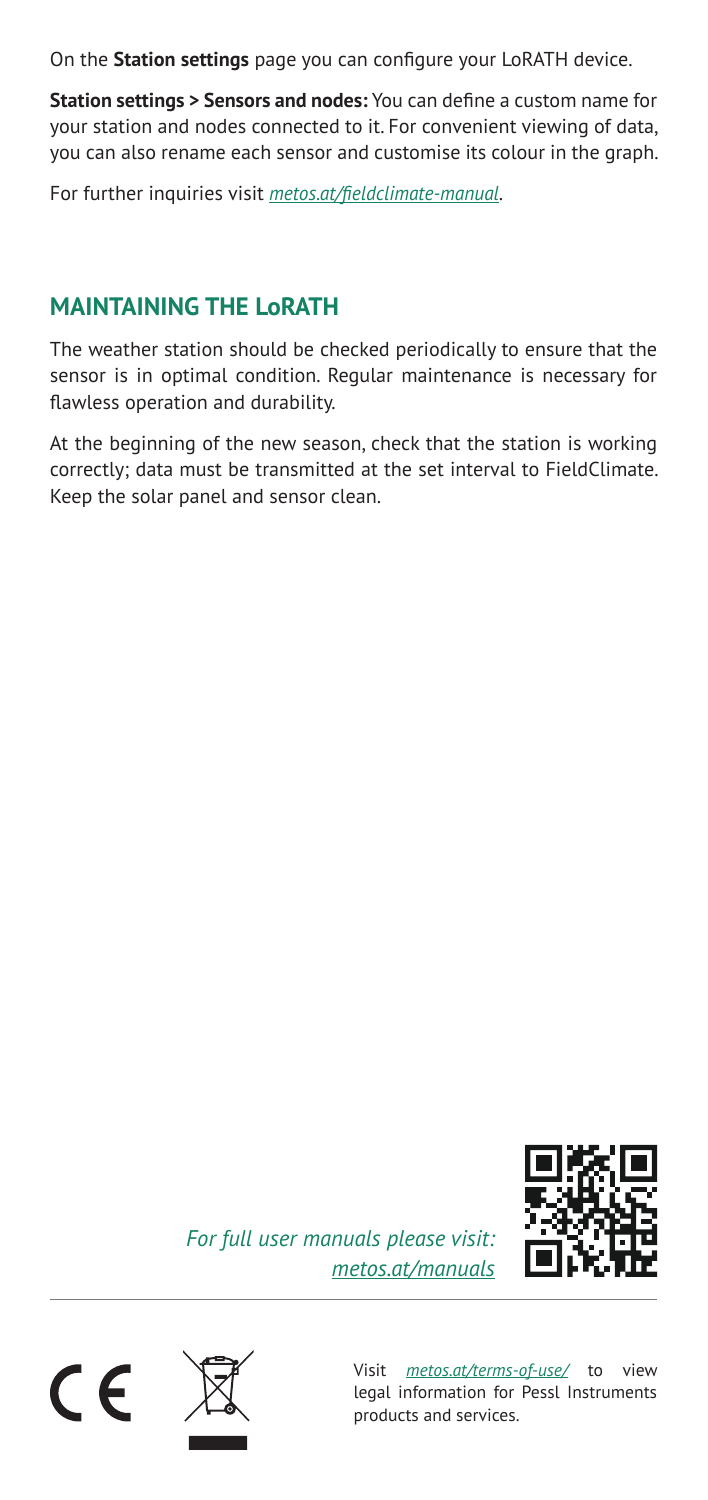On the **Station settings** page you can configure your LoRATH device.

**Station settings > Sensors and nodes:** You can define a custom name for your station and nodes connected to it. For convenient viewing of data, you can also rename each sensor and customise its colour in the graph.

For further inquiries visit *metos.at/fieldclimate-manual*.

## MAINTAINING THE LoRATH

The weather station should be checked periodically to ensure that the sensor is in optimal condition. Regular maintenance is necessary for flawless operation and durability.

At the beginning of the new season, check that the station is working correctly; data must be transmitted at the set interval to FieldClimate. Keep the solar panel and sensor clean.

*For full user manuals please visit: metos.at/manuals*

Visit *metos.at/terms-of-use/* to view legal information for Pessl Instruments products and services.